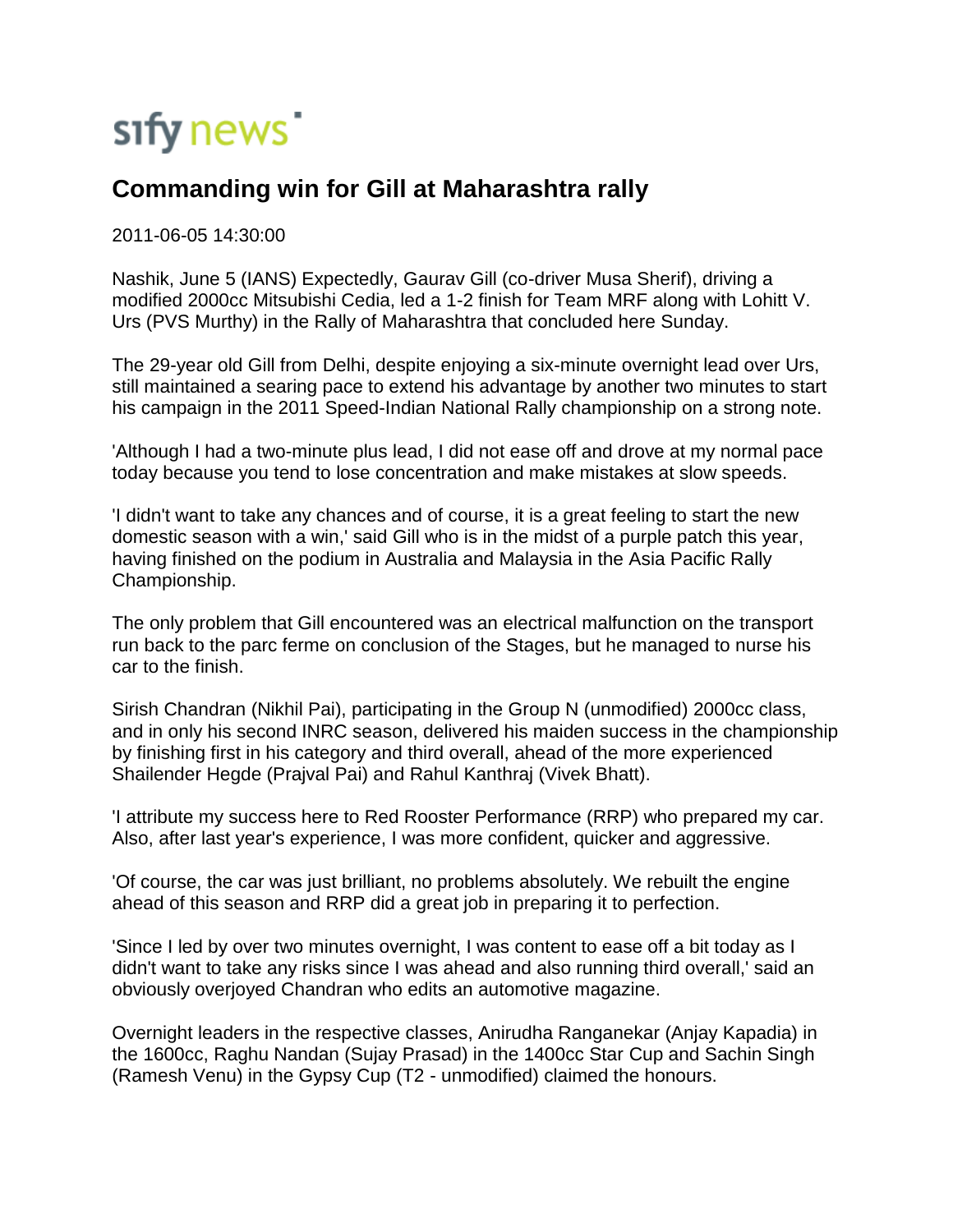sify news

# Commanding win for Gill at Maharashtra rally

2011-06-05 14:30:00

Nashik, June 5 (IANS) Expectedly, Gaurav Gill (co-driver Musa Sherif), driving a modified 2000cc Mitsubishi Cedia, led a 1-2 finish for Team MRF along with Lohitt V. Urs (PVS Murthy) in the Rally of Maharashtra that concluded here Sunday.

The 29-year old Gill from Delhi, despite enjoying a six-minute overnight lead over Urs, still maintained a searing pace to extend his advantage by another two minutes to start his campaign in the 2011 Speed-Indian National Rally championship on a strong note.

'Although I had a two-minute plus lead, I did not ease off and drove at my normal pace today because you tend to lose concentration and make mistakes at slow speeds.

'I didn't want to take any chances and of course, it is a great feeling to start the new domestic season with a win,' said Gill who is in the midst of a purple patch this year, having finished on the podium in Australia and Malaysia in the Asia Pacific Rally Championship.

The only problem that Gill encountered was an electrical malfunction on the transport run back to the parc ferme on conclusion of the Stages, but he managed to nurse his car to the finish.

Sirish Chandran (Nikhil Pai), participating in the Group N (unmodified) 2000cc class, and in only his second INRC season, delivered his maiden success in the championship by finishing first in his category and third overall, ahead of the more experienced Shailender Hegde (Prajval Pai) and Rahul Kanthraj (Vivek Bhatt).

'I attribute my success here to Red Rooster Performance (RRP) who prepared my car. Also, after last year's experience, I was more confident, quicker and aggressive.

'Of course, the car was just brilliant, no problems absolutely. We rebuilt the engine ahead of this season and RRP did a great job in preparing it to perfection.

'Since I led by over two minutes overnight, I was content to ease off a bit today as I didn't want to take any risks since I was ahead and also running third overall,' said an obviously overjoyed Chandran who edits an automotive magazine.

Overnight leaders in the respective classes, Anirudha Ranganekar (Anjay Kapadia) in the 1600cc, Raghu Nandan (Sujay Prasad) in the 1400cc Star Cup and Sachin Singh (Ramesh Venu) in the Gypsy Cup (T2 - unmodified) claimed the honours.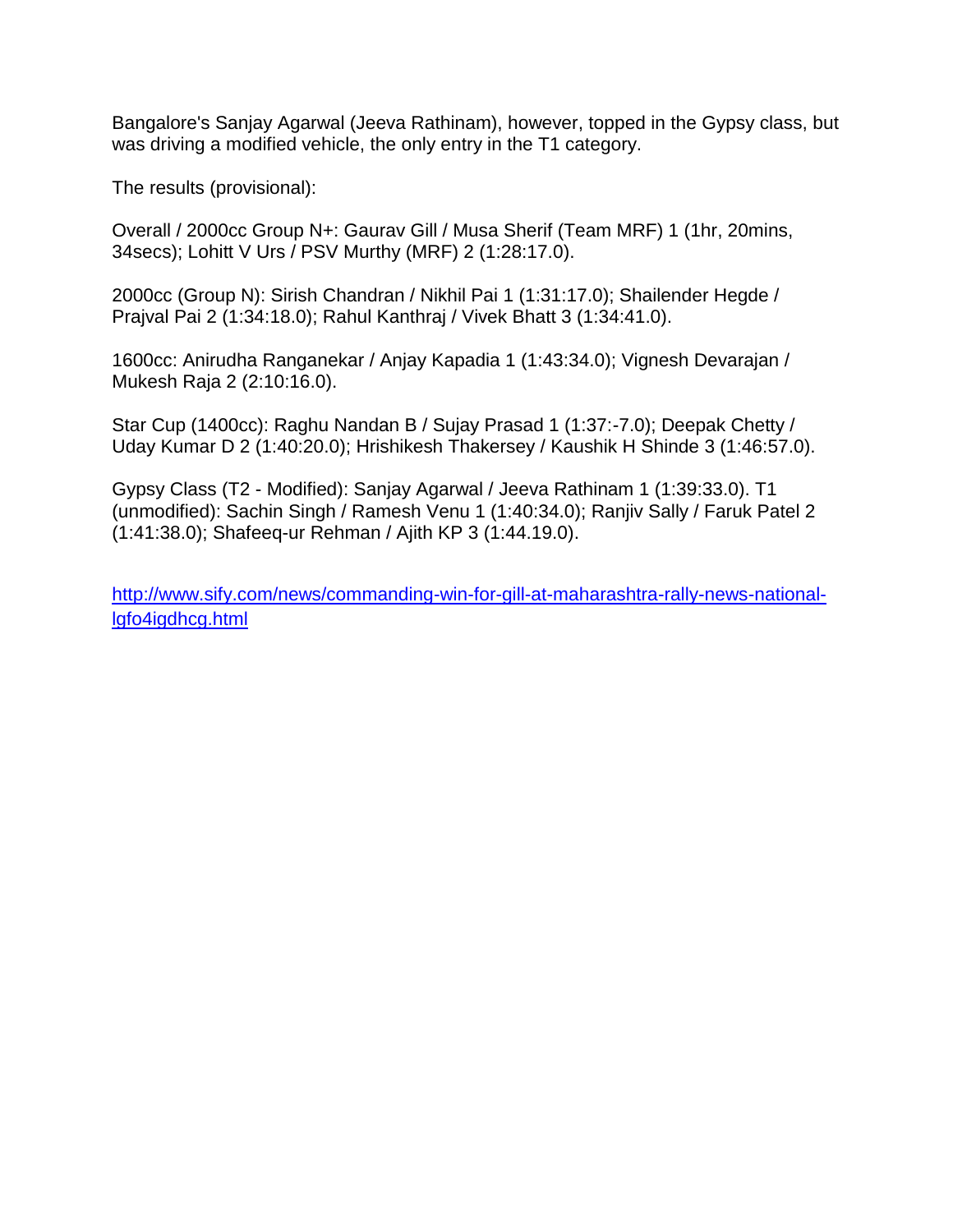Bangalore's Sanjay Agarwal (Jeeva Rathinam), however, topped in the Gypsy class, but was driving a modified vehicle, the only entry in the T1 category.

The results (provisional):

Overall / 2000cc Group N+: Gaurav Gill / Musa Sherif (Team MRF) 1 (1hr, 20mins, 34secs); Lohitt V Urs / PSV Murthy (MRF) 2 (1:28:17.0).

2000cc (Group N): Sirish Chandran / Nikhil Pai 1 (1:31:17.0); Shailender Hegde / Prajval Pai 2 (1:34:18.0); Rahul Kanthraj / Vivek Bhatt 3 (1:34:41.0).

1600cc: Anirudha Ranganekar / Anjay Kapadia 1 (1:43:34.0); Vignesh Devarajan / Mukesh Raja 2 (2:10:16.0).

Star Cup (1400cc): Raghu Nandan B / Sujay Prasad 1 (1:37:-7.0); Deepak Chetty / Uday Kumar D 2 (1:40:20.0); Hrishikesh Thakersey / Kaushik H Shinde 3 (1:46:57.0).

Gypsy Class (T2 - Modified): Sanjay Agarwal / Jeeva Rathinam 1 (1:39:33.0). T1 (unmodified): Sachin Singh / Ramesh Venu 1 (1:40:34.0); Ranjiv Sally / Faruk Patel 2 (1:41:38.0); Shafeeq-ur Rehman / Ajith KP 3 (1:44.19.0).

http://www.sify.com/news/commanding-win-for-gill-at-maharashtra-rally-news-national-lgfo4igdhcg.html